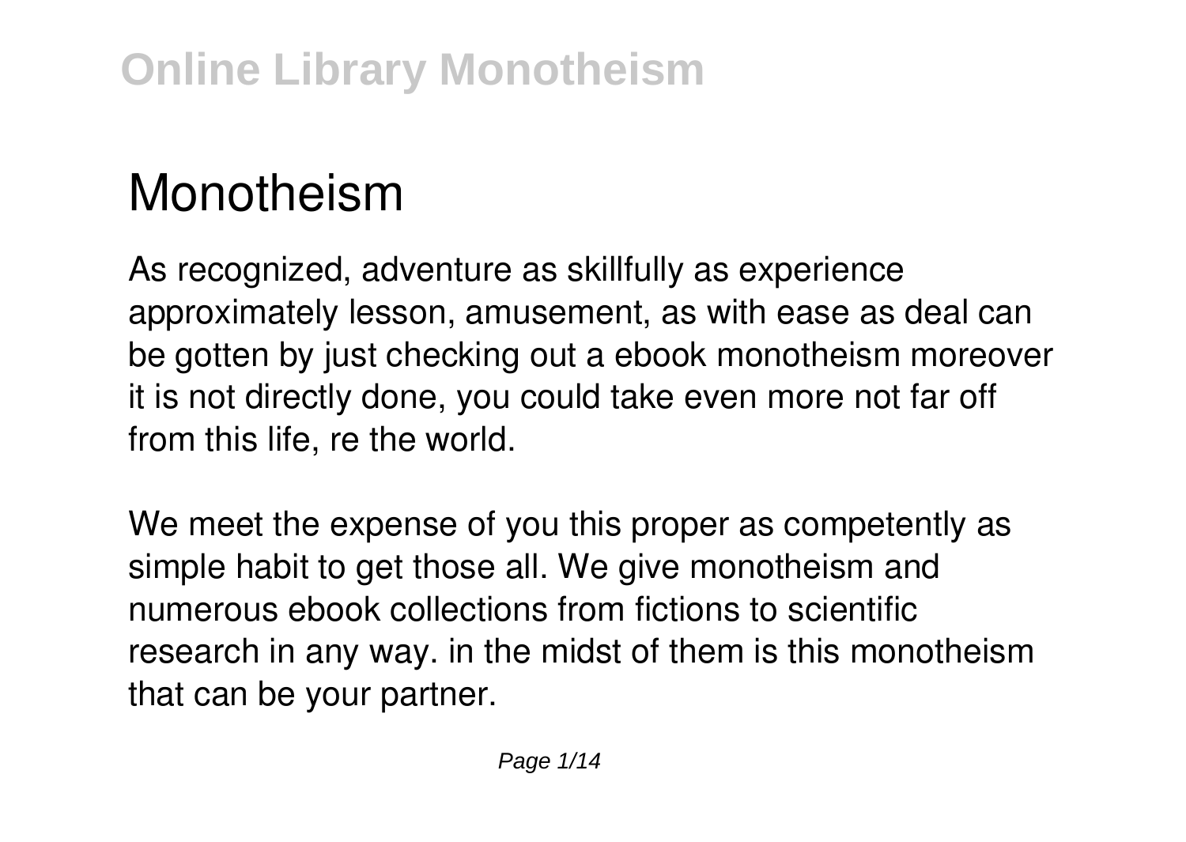# Monotheism

As recognized, adventure as skillfully as experience approximately lesson, amusement, as with ease as deal can be gotten by just checking out a ebook monotheism moreover it is not directly done, you could take even more not far off from this life, re the world.

We meet the expense of you this proper as competently as simple habit to get those all. We give monotheism and numerous ebook collections from fictions to scientific research in any way. in the midst of them is this monotheism that can be your partner.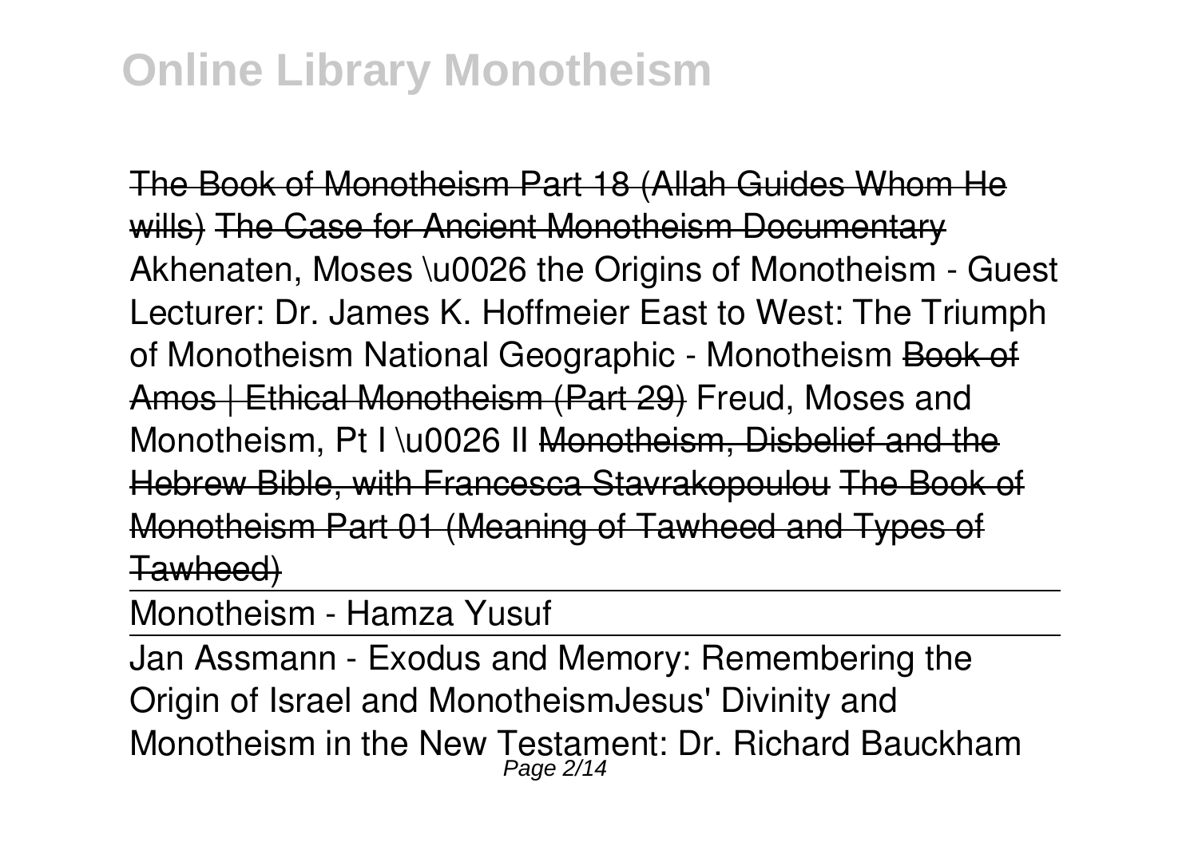~~The Book of Monotheism Part 18 (Allah Guides Whom He wills)~~ ~~The Case for Ancient Monotheism Documentary~~ Akhenaten, Moses \u0026 the Origins of Monotheism - Guest Lecturer: Dr. James K. Hoffmeier East to West: The Triumph of Monotheism National Geographic - Monotheism ~~Book of Amos | Ethical Monotheism (Part 29)~~ Freud, Moses and Monotheism, Pt I \u0026 II ~~Monotheism, Disbelief and the Hebrew Bible, with Francesca Stavrakopoulou~~ ~~The Book of Monotheism Part 01 (Meaning of Tawheed and Types of Tawheed)~~

Monotheism - Hamza Yusuf

Jan Assmann - Exodus and Memory: Remembering the Origin of Israel and MonotheismJesus' Divinity and Monotheism in the New Testament: Dr. Richard Bauckham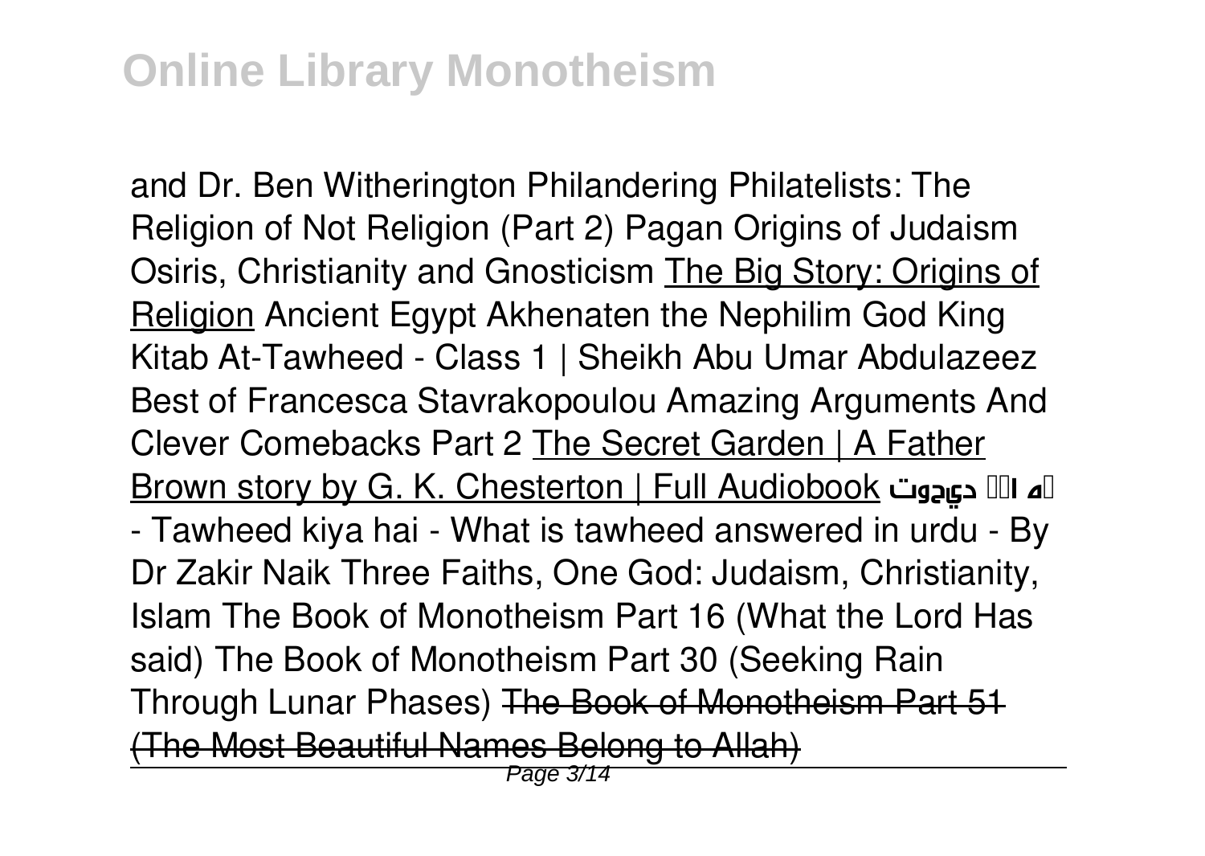and Dr. Ben Witherington Philandering Philatelists: The Religion of Not Religion (Part 2) Pagan Origins of Judaism Osiris, Christianity and Gnosticism The Big Story: Origins of Religion Ancient Egypt Akhenaten the Nephilim God King Kitab At-Tawheed - Class 1 | Sheikh Abu Umar Abdulazeez Best of Francesca Stavrakopoulou Amazing Arguments And Clever Comebacks Part 2 The Secret Garden | A Father Brown story by G. K. Chesterton | Full Audiobook توحید کیا ہے - Tawheed kiya hai - What is tawheed answered in urdu - By Dr Zakir Naik Three Faiths, One God: Judaism, Christianity, Islam The Book of Monotheism Part 16 (What the Lord Has said) The Book of Monotheism Part 30 (Seeking Rain Through Lunar Phases) ~~The Book of Monotheism Part 51 (The Most Beautiful Names Belong to Allah)~~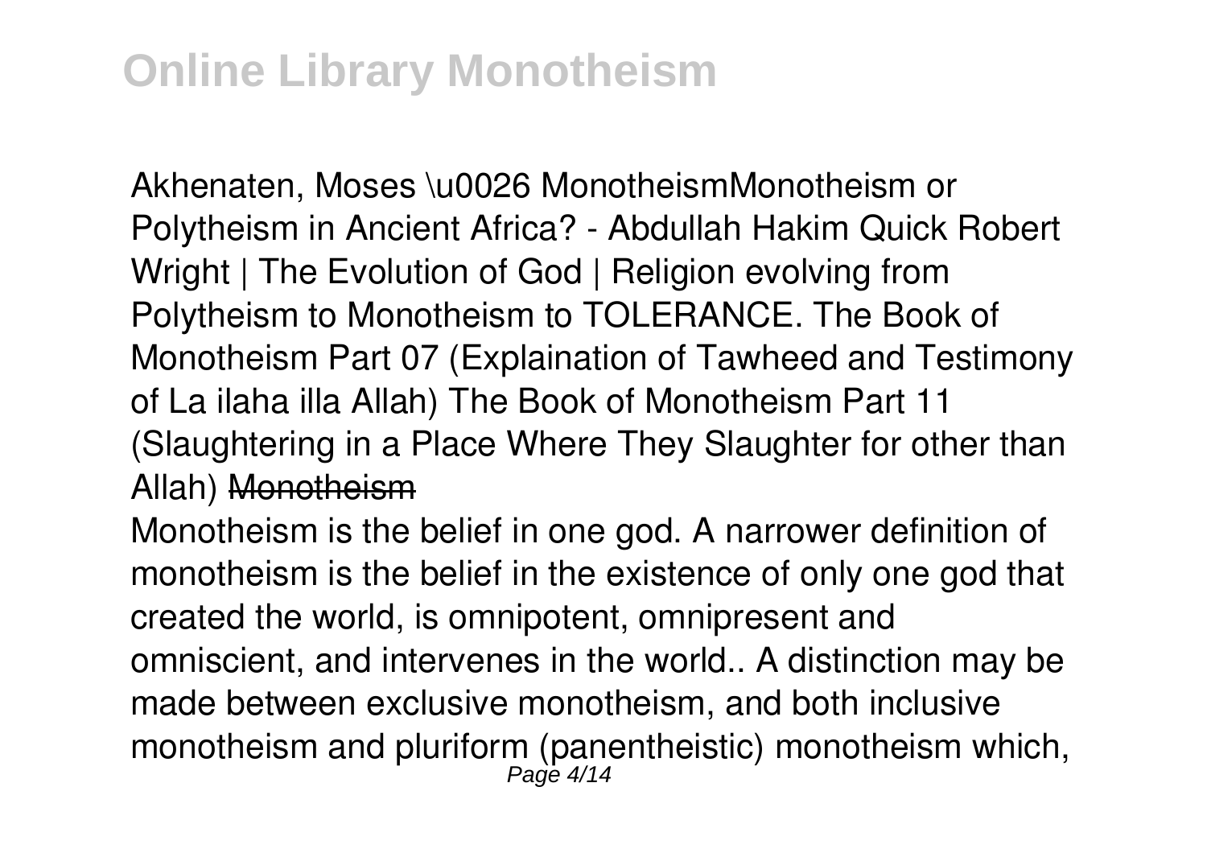Akhenaten, Moses \u0026 MonotheismMonotheism or Polytheism in Ancient Africa? - Abdullah Hakim Quick Robert Wright | The Evolution of God | Religion evolving from Polytheism to Monotheism to TOLERANCE. The Book of Monotheism Part 07 (Explaination of Tawheed and Testimony of La ilaha illa Allah) The Book of Monotheism Part 11 (Slaughtering in a Place Where They Slaughter for other than Allah) ~~Monotheism~~

Monotheism is the belief in one god. A narrower definition of monotheism is the belief in the existence of only one god that created the world, is omnipotent, omnipresent and omniscient, and intervenes in the world.. A distinction may be made between exclusive monotheism, and both inclusive monotheism and pluriform (panentheistic) monotheism which,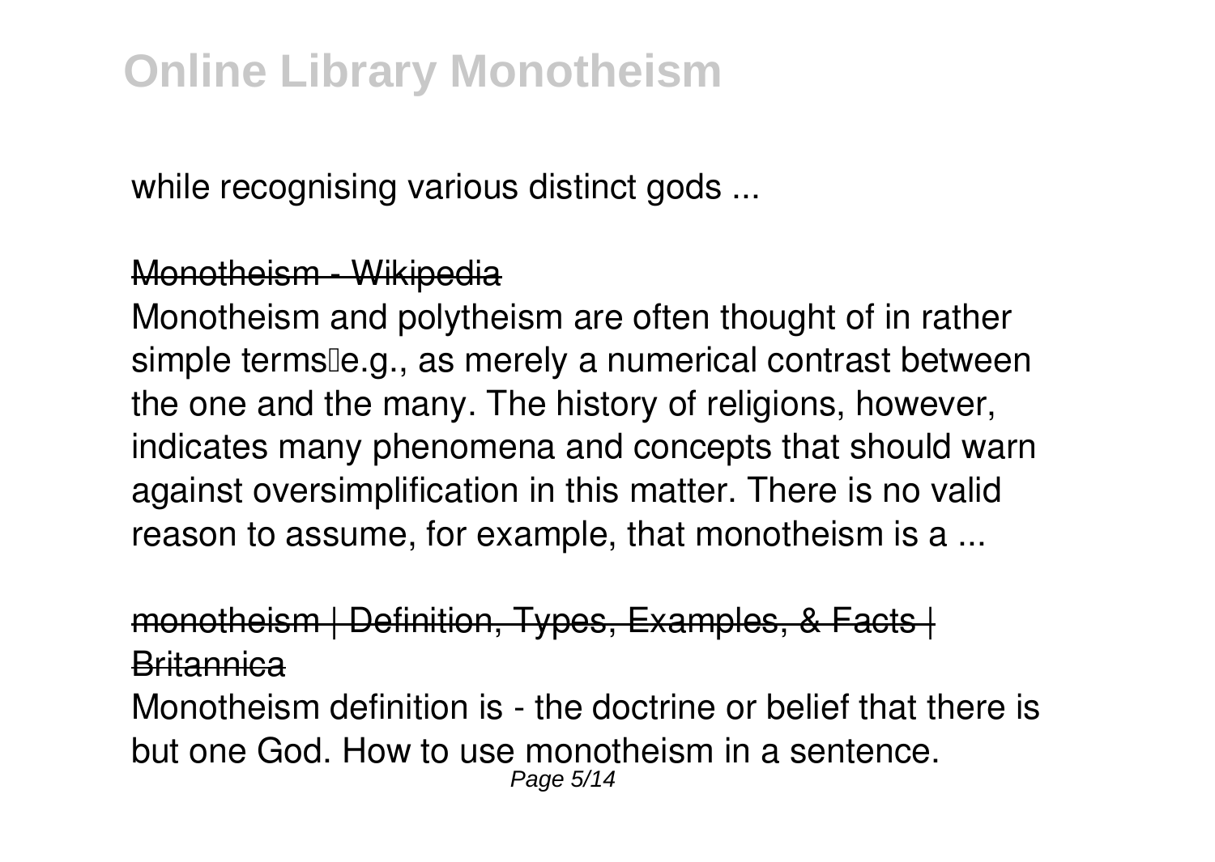while recognising various distinct gods ...

Monotheism - Wikipedia

Monotheism and polytheism are often thought of in rather simple terms—e.g., as merely a numerical contrast between the one and the many. The history of religions, however, indicates many phenomena and concepts that should warn against oversimplification in this matter. There is no valid reason to assume, for example, that monotheism is a ...

monotheism | Definition, Types, Examples, & Facts | Britannica

Monotheism definition is - the doctrine or belief that there is but one God. How to use monotheism in a sentence.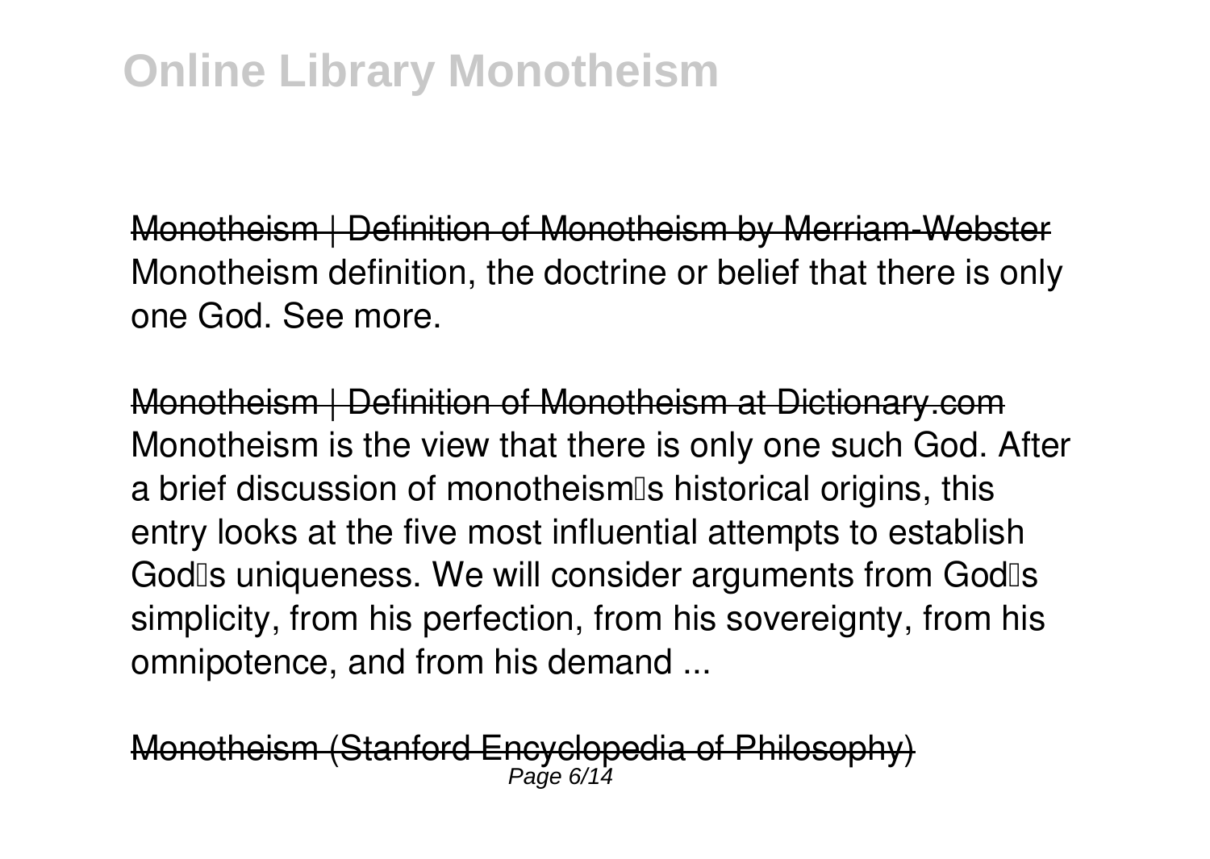Monotheism | Definition of Monotheism by Merriam-Webster
Monotheism definition, the doctrine or belief that there is only one God. See more.

Monotheism | Definition of Monotheism at Dictionary.com
Monotheism is the view that there is only one such God. After a brief discussion of monotheism's historical origins, this entry looks at the five most influential attempts to establish God's uniqueness. We will consider arguments from God's simplicity, from his perfection, from his sovereignty, from his omnipotence, and from his demand ...

Monotheism (Stanford Encyclopedia of Philosophy)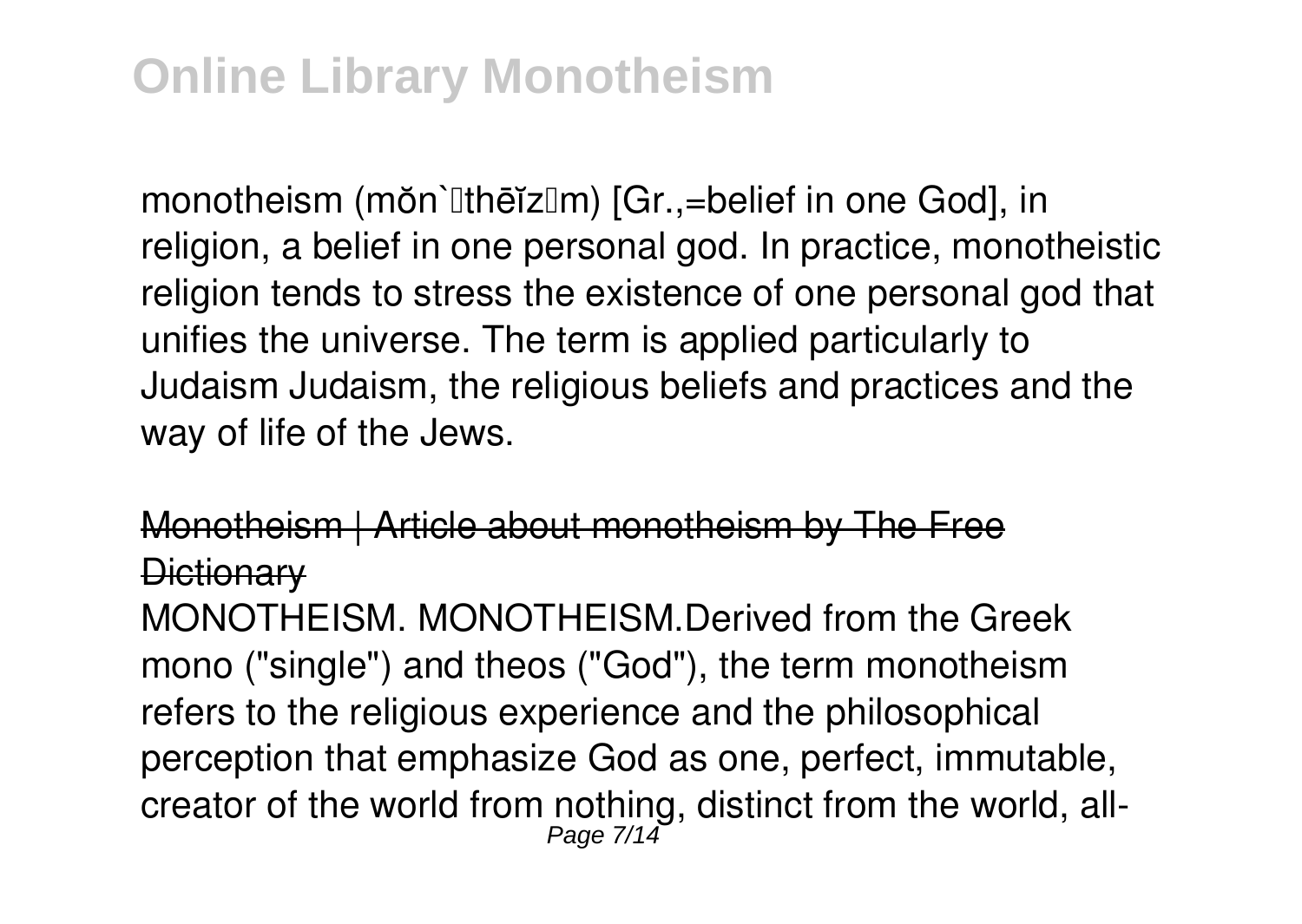monotheism (mŏn`ōthēĭzəm) [Gr.,=belief in one God], in religion, a belief in one personal god. In practice, monotheistic religion tends to stress the existence of one personal god that unifies the universe. The term is applied particularly to Judaism Judaism, the religious beliefs and practices and the way of life of the Jews.

## Monotheism | Article about monotheism by The Free Dictionary

MONOTHEISM. MONOTHEISM.Derived from the Greek mono ("single") and theos ("God"), the term monotheism refers to the religious experience and the philosophical perception that emphasize God as one, perfect, immutable, creator of the world from nothing, distinct from the world, all-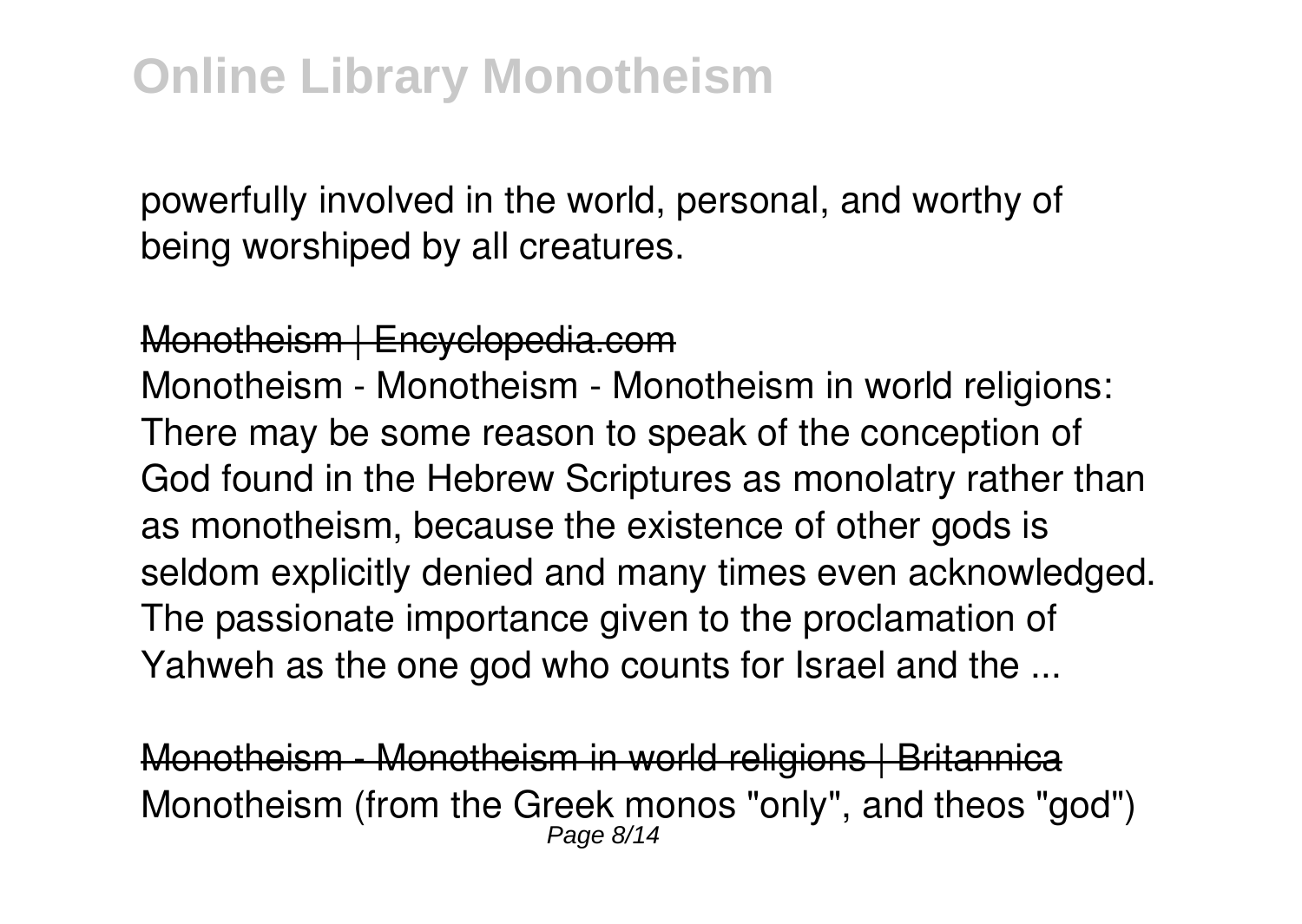powerfully involved in the world, personal, and worthy of being worshiped by all creatures.

## Monotheism | Encyclopedia.com

Monotheism - Monotheism - Monotheism in world religions: There may be some reason to speak of the conception of God found in the Hebrew Scriptures as monolatry rather than as monotheism, because the existence of other gods is seldom explicitly denied and many times even acknowledged. The passionate importance given to the proclamation of Yahweh as the one god who counts for Israel and the ...

## Monotheism - Monotheism in world religions | Britannica

Monotheism (from the Greek monos "only", and theos "god")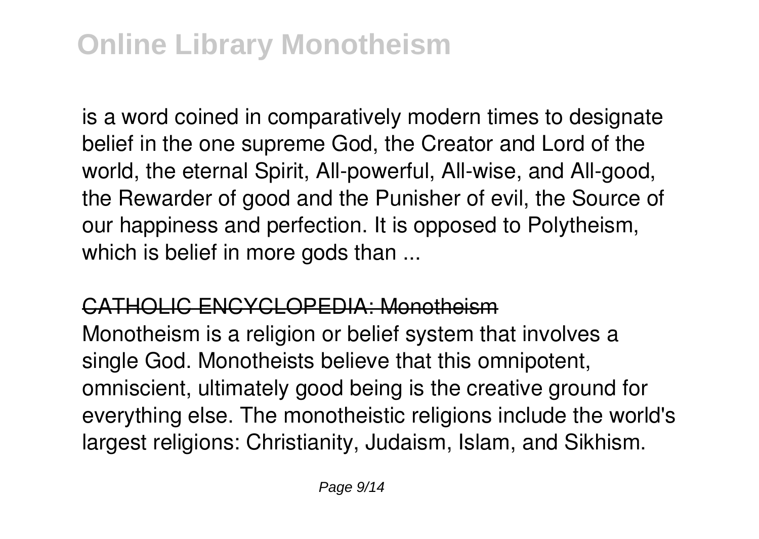is a word coined in comparatively modern times to designate belief in the one supreme God, the Creator and Lord of the world, the eternal Spirit, All-powerful, All-wise, and All-good, the Rewarder of good and the Punisher of evil, the Source of our happiness and perfection. It is opposed to Polytheism, which is belief in more gods than ...

## CATHOLIC ENCYCLOPEDIA: Monotheism

Monotheism is a religion or belief system that involves a single God. Monotheists believe that this omnipotent, omniscient, ultimately good being is the creative ground for everything else. The monotheistic religions include the world's largest religions: Christianity, Judaism, Islam, and Sikhism.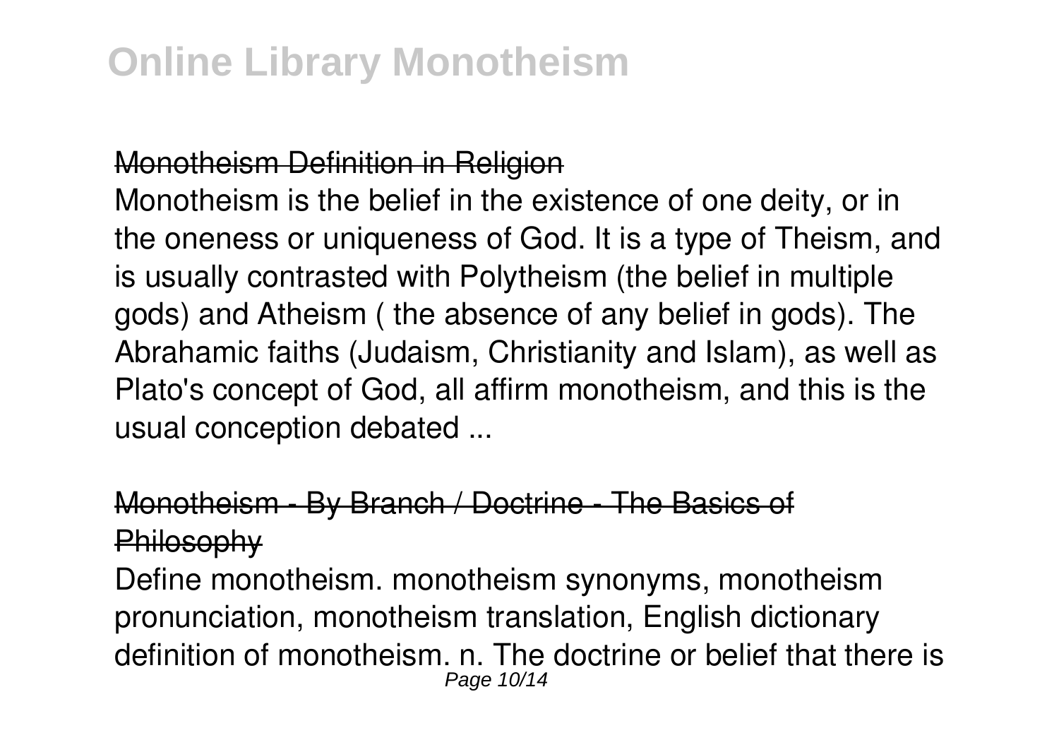## Monotheism Definition in Religion

Monotheism is the belief in the existence of one deity, or in the oneness or uniqueness of God. It is a type of Theism, and is usually contrasted with Polytheism (the belief in multiple gods) and Atheism ( the absence of any belief in gods). The Abrahamic faiths (Judaism, Christianity and Islam), as well as Plato's concept of God, all affirm monotheism, and this is the usual conception debated ...

## Monotheism - By Branch / Doctrine - The Basics of Philosophy

Define monotheism. monotheism synonyms, monotheism pronunciation, monotheism translation, English dictionary definition of monotheism. n. The doctrine or belief that there is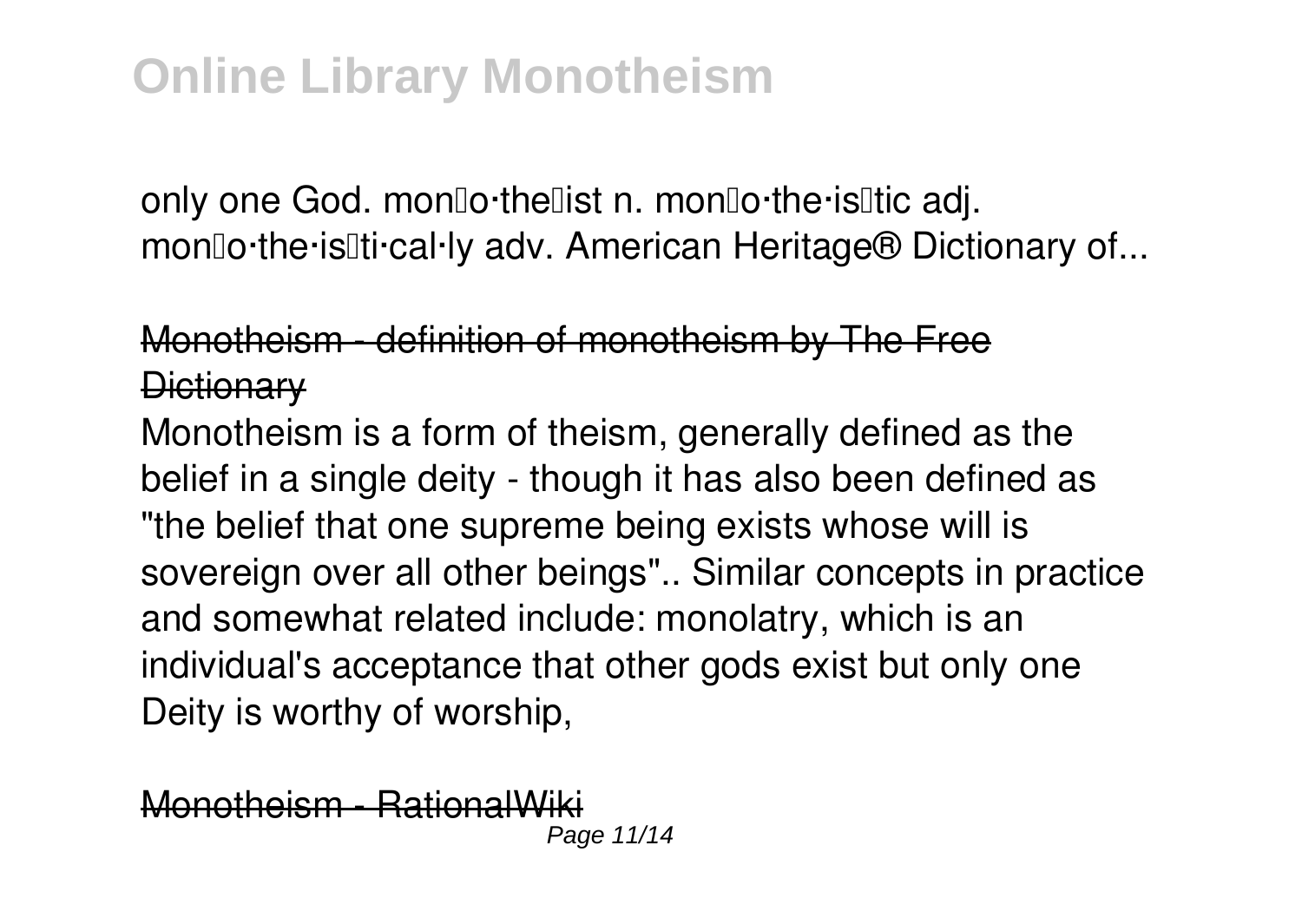only one God. mon′o·the′ist n. mon′o·the·is′tic adj. mon′o·the·is′ti·cal·ly adv. American Heritage® Dictionary of...

## Monotheism - definition of monotheism by The Free Dictionary

Monotheism is a form of theism, generally defined as the belief in a single deity - though it has also been defined as "the belief that one supreme being exists whose will is sovereign over all other beings".. Similar concepts in practice and somewhat related include: monolatry, which is an individual's acceptance that other gods exist but only one Deity is worthy of worship,

## Monotheism - RationalWiki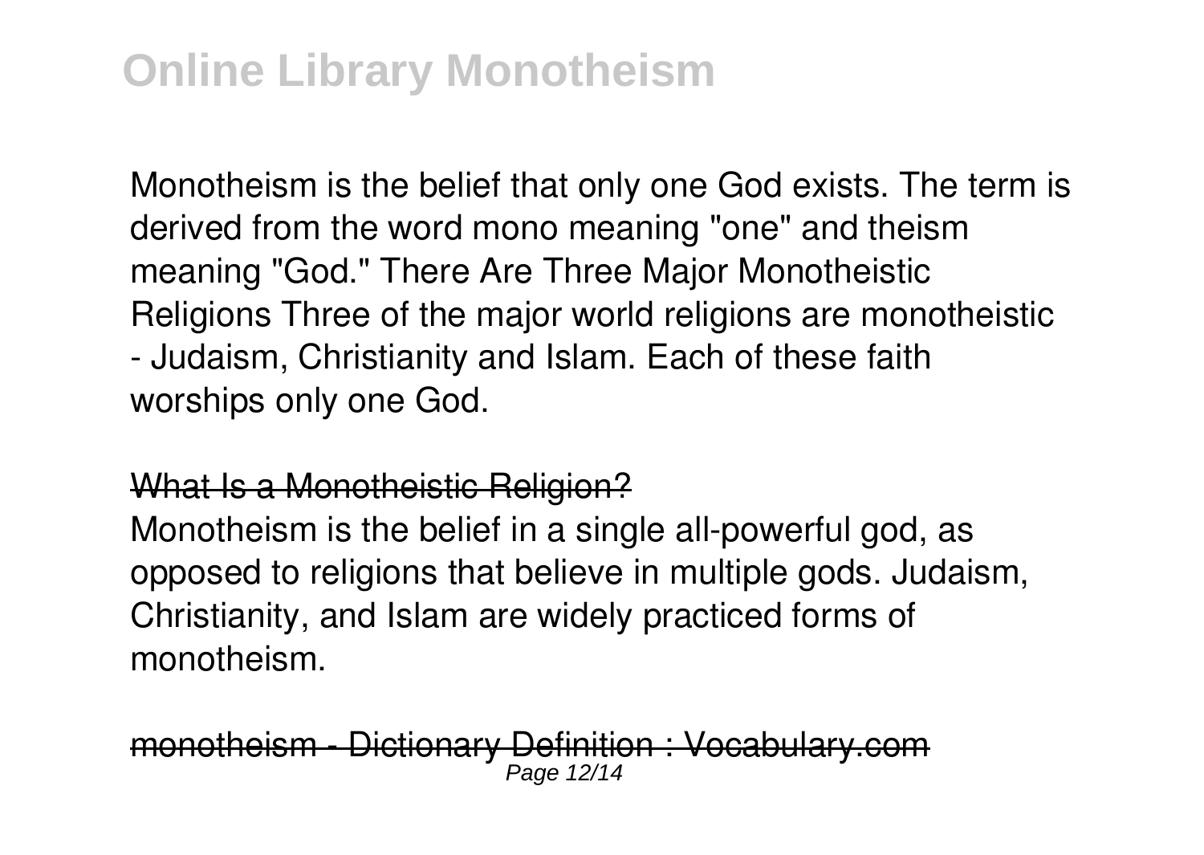Monotheism is the belief that only one God exists. The term is derived from the word mono meaning "one" and theism meaning "God." There Are Three Major Monotheistic Religions Three of the major world religions are monotheistic - Judaism, Christianity and Islam. Each of these faith worships only one God.

What Is a Monotheistic Religion?

Monotheism is the belief in a single all-powerful god, as opposed to religions that believe in multiple gods. Judaism, Christianity, and Islam are widely practiced forms of monotheism.

monotheism - Dictionary Definition : Vocabulary.com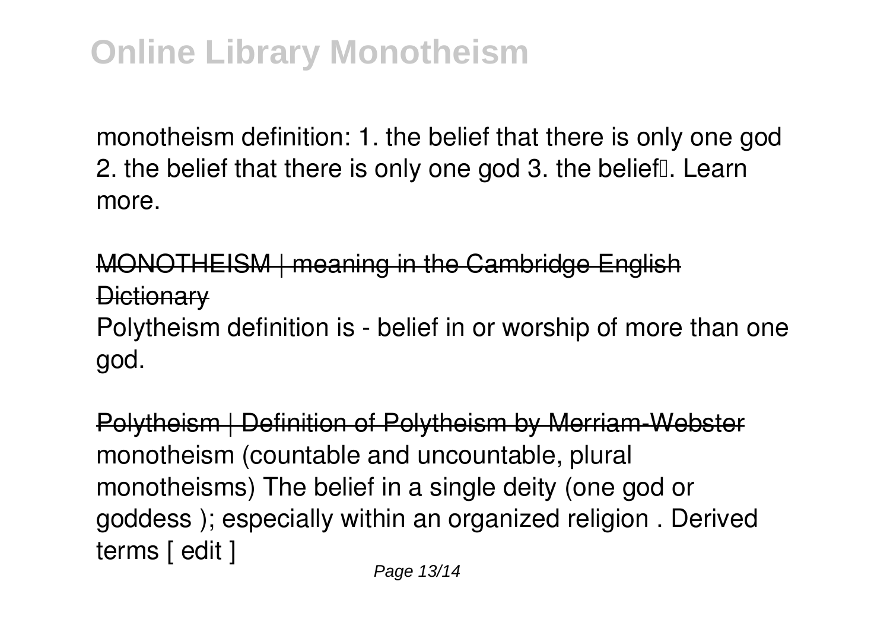monotheism definition: 1. the belief that there is only one god 2. the belief that there is only one god 3. the belief. Learn more.

MONOTHEISM | meaning in the Cambridge English Dictionary

Polytheism definition is - belief in or worship of more than one god.

Polytheism | Definition of Polytheism by Merriam-Webster

monotheism (countable and uncountable, plural monotheisms) The belief in a single deity (one god or goddess ); especially within an organized religion . Derived terms [ edit ]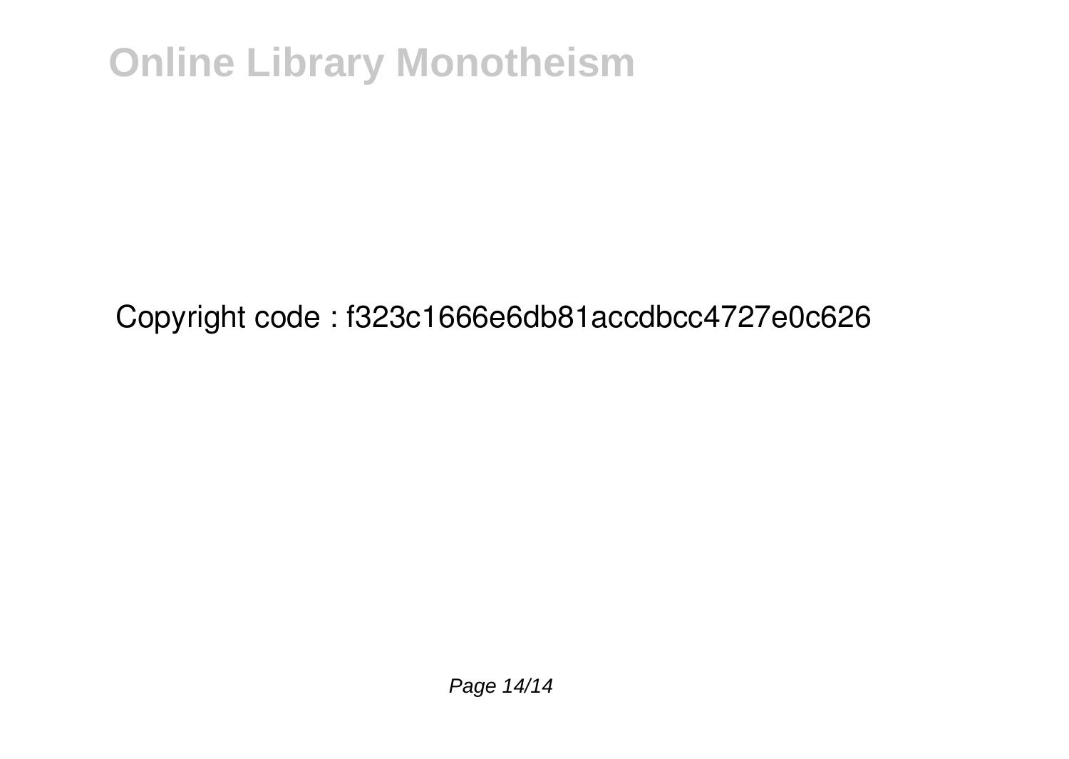Copyright code : f323c1666e6db81accdbcc4727e0c626